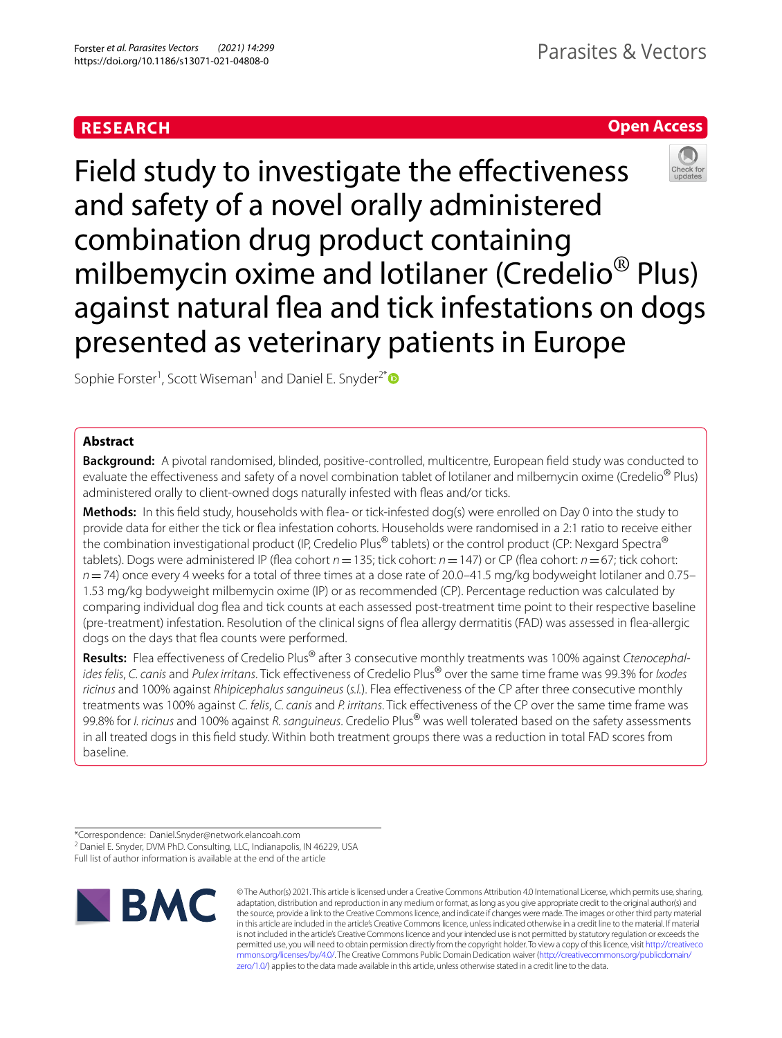**RESEARCH** **Open Access**

# Field study to investigate the effectiveness and safety of a novel orally administered combination drug product containing milbemycin oxime and lotilaner (Credelio® Plus) against natural flea and tick infestations on dogs presented as veterinary patients in Europe

Sophie Forster[1], Scott Wiseman[1] and Daniel E. Snyder[2*]

## Abstract

**Background:** A pivotal randomised, blinded, positive-controlled, multicentre, European field study was conducted to evaluate the effectiveness and safety of a novel combination tablet of lotilaner and milbemycin oxime (Credelio® Plus) administered orally to client-owned dogs naturally infested with fleas and/or ticks.

**Methods:** In this field study, households with flea- or tick-infested dog(s) were enrolled on Day 0 into the study to provide data for either the tick or flea infestation cohorts. Households were randomised in a 2:1 ratio to receive either the combination investigational product (IP, Credelio Plus® tablets) or the control product (CP: Nexgard Spectra® tablets). Dogs were administered IP (flea cohort $n = 135$; tick cohort: $n = 147$) or CP (flea cohort: $n = 67$; tick cohort: $n = 74$) once every 4 weeks for a total of three times at a dose rate of 20.0–41.5 mg/kg bodyweight lotilaner and 0.75–1.53 mg/kg bodyweight milbemycin oxime (IP) or as recommended (CP). Percentage reduction was calculated by comparing individual dog flea and tick counts at each assessed post-treatment time point to their respective baseline (pre-treatment) infestation. Resolution of the clinical signs of flea allergy dermatitis (FAD) was assessed in flea-allergic dogs on the days that flea counts were performed.

**Results:** Flea effectiveness of Credelio Plus® after 3 consecutive monthly treatments was 100% against *Ctenocephalides felis*, *C. canis* and *Pulex irritans*. Tick effectiveness of Credelio Plus® over the same time frame was 99.3% for *Ixodes ricinus* and 100% against *Rhipicephalus sanguineus* (*s.l.*). Flea effectiveness of the CP after three consecutive monthly treatments was 100% against *C. felis*, *C. canis* and *P. irritans*. Tick effectiveness of the CP over the same time frame was 99.8% for *I. ricinus* and 100% against *R. sanguineus*. Credelio Plus® was well tolerated based on the safety assessments in all treated dogs in this field study. Within both treatment groups there was a reduction in total FAD scores from baseline.

*Correspondence: Daniel.Snyder@network.elancoah.com
[2] Daniel E. Snyder, DVM PhD. Consulting, LLC, Indianapolis, IN 46229, USA
Full list of author information is available at the end of the article

© The Author(s) 2021. This article is licensed under a Creative Commons Attribution 4.0 International License, which permits use, sharing, adaptation, distribution and reproduction in any medium or format, as long as you give appropriate credit to the original author(s) and the source, provide a link to the Creative Commons licence, and indicate if changes were made. The images or other third party material in this article are included in the article's Creative Commons licence, unless indicated otherwise in a credit line to the material. If material is not included in the article's Creative Commons licence and your intended use is not permitted by statutory regulation or exceeds the permitted use, you will need to obtain permission directly from the copyright holder. To view a copy of this licence, visit http://creativecommons.org/licenses/by/4.0/. The Creative Commons Public Domain Dedication waiver (http://creativecommons.org/publicdomain/zero/1.0/) applies to the data made available in this article, unless otherwise stated in a credit line to the data.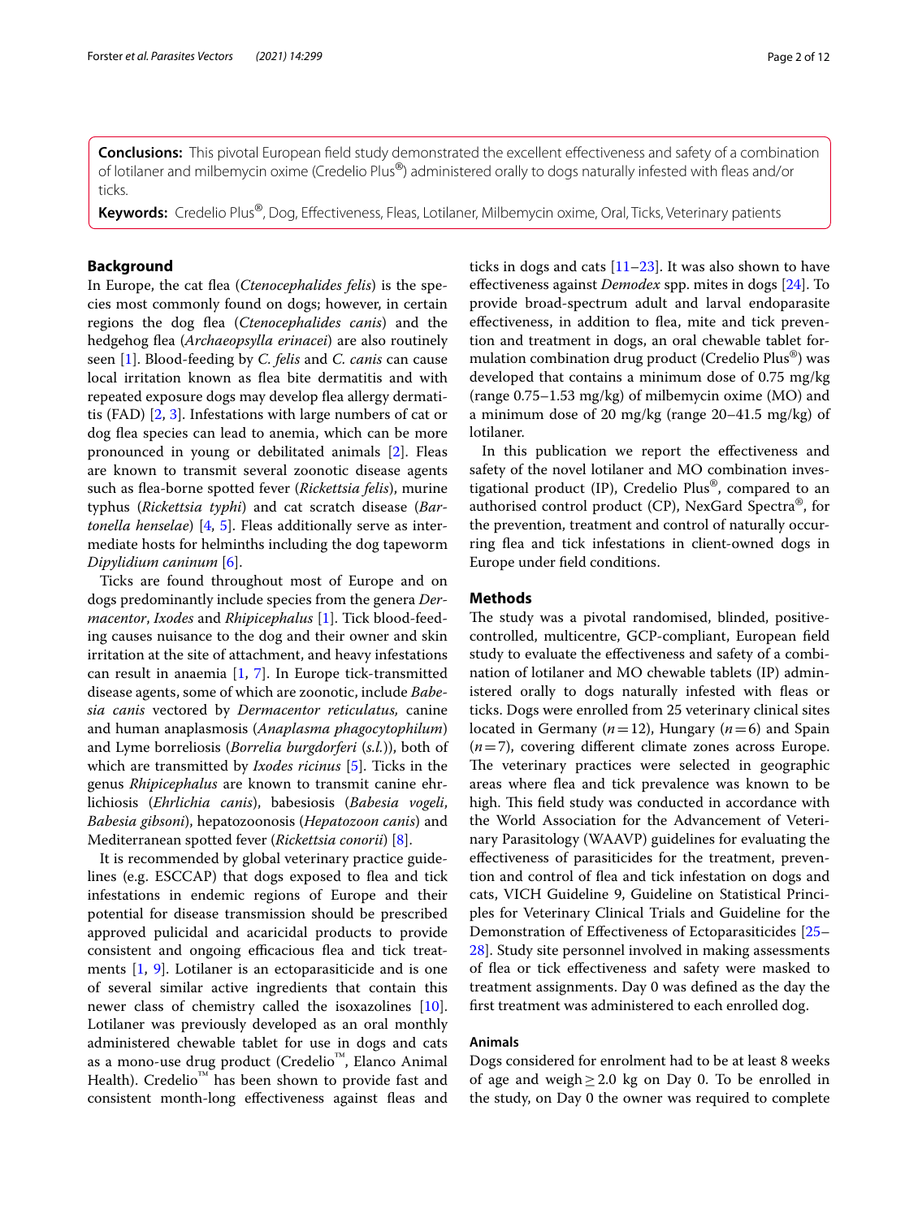**Conclusions:** This pivotal European field study demonstrated the excellent effectiveness and safety of a combination of lotilaner and milbemycin oxime (Credelio Plus®) administered orally to dogs naturally infested with fleas and/or ticks.

**Keywords:** Credelio Plus®, Dog, Effectiveness, Fleas, Lotilaner, Milbemycin oxime, Oral, Ticks, Veterinary patients

## Background

In Europe, the cat flea (*Ctenocephalides felis*) is the species most commonly found on dogs; however, in certain regions the dog flea (*Ctenocephalides canis*) and the hedgehog flea (*Archaeopsylla erinacei*) are also routinely seen [1]. Blood-feeding by *C. felis* and *C. canis* can cause local irritation known as flea bite dermatitis and with repeated exposure dogs may develop flea allergy dermatitis (FAD) [2, 3]. Infestations with large numbers of cat or dog flea species can lead to anemia, which can be more pronounced in young or debilitated animals [2]. Fleas are known to transmit several zoonotic disease agents such as flea-borne spotted fever (*Rickettsia felis*), murine typhus (*Rickettsia typhi*) and cat scratch disease (*Bartonella henselae*) [4, 5]. Fleas additionally serve as intermediate hosts for helminths including the dog tapeworm *Dipylidium caninum* [6].

Ticks are found throughout most of Europe and on dogs predominantly include species from the genera *Dermacentor*, *Ixodes* and *Rhipicephalus* [1]. Tick blood-feeding causes nuisance to the dog and their owner and skin irritation at the site of attachment, and heavy infestations can result in anaemia [1, 7]. In Europe tick-transmitted disease agents, some of which are zoonotic, include *Babesia canis* vectored by *Dermacentor reticulatus*, canine and human anaplasmosis (*Anaplasma phagocytophilum*) and Lyme borreliosis (*Borrelia burgdorferi* (*s.l.*)), both of which are transmitted by *Ixodes ricinus* [5]. Ticks in the genus *Rhipicephalus* are known to transmit canine ehrlichiosis (*Ehrlichia canis*), babesiosis (*Babesia vogeli*, *Babesia gibsoni*), hepatozoonosis (*Hepatozoon canis*) and Mediterranean spotted fever (*Rickettsia conorii*) [8].

It is recommended by global veterinary practice guidelines (e.g. ESCCAP) that dogs exposed to flea and tick infestations in endemic regions of Europe and their potential for disease transmission should be prescribed approved pulicidal and acaricidal products to provide consistent and ongoing efficacious flea and tick treatments [1, 9]. Lotilaner is an ectoparasiticide and is one of several similar active ingredients that contain this newer class of chemistry called the isoxazolines [10]. Lotilaner was previously developed as an oral monthly administered chewable tablet for use in dogs and cats as a mono-use drug product (Credelio™, Elanco Animal Health). Credelio™ has been shown to provide fast and consistent month-long effectiveness against fleas and ticks in dogs and cats [11–23]. It was also shown to have effectiveness against *Demodex* spp. mites in dogs [24]. To provide broad-spectrum adult and larval endoparasite effectiveness, in addition to flea, mite and tick prevention and treatment in dogs, an oral chewable tablet formulation combination drug product (Credelio Plus®) was developed that contains a minimum dose of 0.75 mg/kg (range 0.75–1.53 mg/kg) of milbemycin oxime (MO) and a minimum dose of 20 mg/kg (range 20–41.5 mg/kg) of lotilaner.

In this publication we report the effectiveness and safety of the novel lotilaner and MO combination investigational product (IP), Credelio Plus®, compared to an authorised control product (CP), NexGard Spectra®, for the prevention, treatment and control of naturally occurring flea and tick infestations in client-owned dogs in Europe under field conditions.

## Methods

The study was a pivotal randomised, blinded, positive-controlled, multicentre, GCP-compliant, European field study to evaluate the effectiveness and safety of a combination of lotilaner and MO chewable tablets (IP) administered orally to dogs naturally infested with fleas or ticks. Dogs were enrolled from 25 veterinary clinical sites located in Germany ($n = 12$), Hungary ($n = 6$) and Spain ($n = 7$), covering different climate zones across Europe. The veterinary practices were selected in geographic areas where flea and tick prevalence was known to be high. This field study was conducted in accordance with the World Association for the Advancement of Veterinary Parasitology (WAAVP) guidelines for evaluating the effectiveness of parasiticides for the treatment, prevention and control of flea and tick infestation on dogs and cats, VICH Guideline 9, Guideline on Statistical Principles for Veterinary Clinical Trials and Guideline for the Demonstration of Effectiveness of Ectoparasiticides [25–28]. Study site personnel involved in making assessments of flea or tick effectiveness and safety were masked to treatment assignments. Day 0 was defined as the day the first treatment was administered to each enrolled dog.

### Animals

Dogs considered for enrolment had to be at least 8 weeks of age and weigh $\geq 2.0$ kg on Day 0. To be enrolled in the study, on Day 0 the owner was required to complete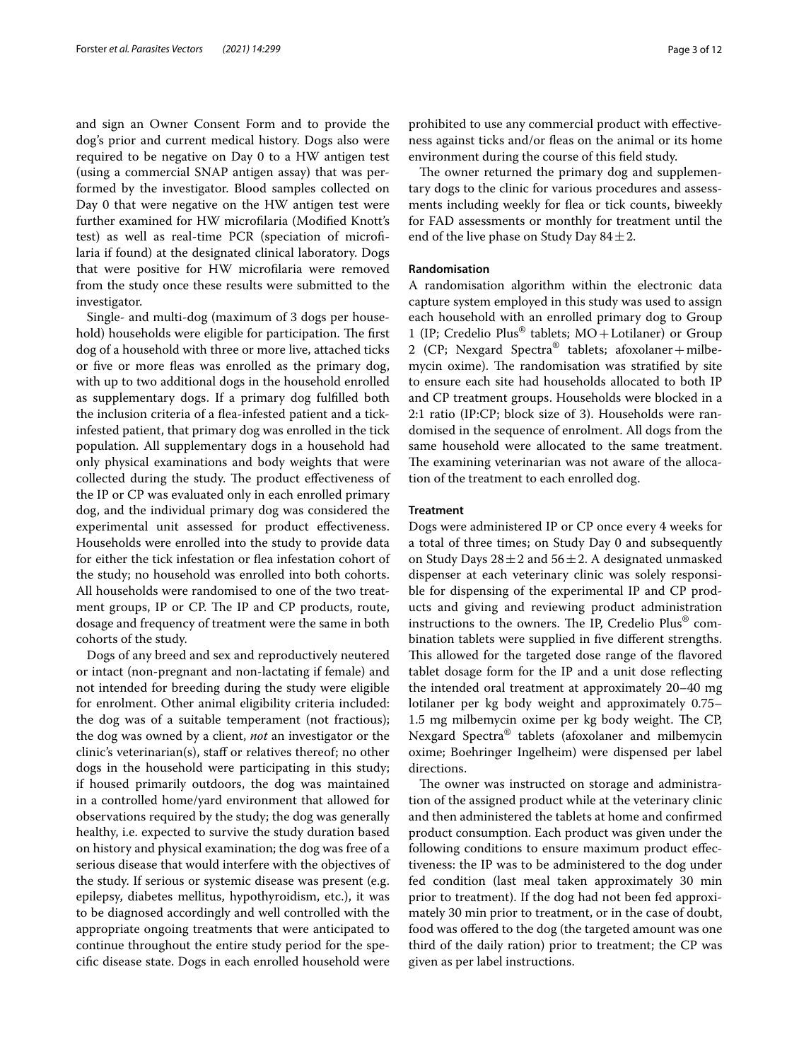and sign an Owner Consent Form and to provide the dog's prior and current medical history. Dogs also were required to be negative on Day 0 to a HW antigen test (using a commercial SNAP antigen assay) that was performed by the investigator. Blood samples collected on Day 0 that were negative on the HW antigen test were further examined for HW microfilaria (Modified Knott's test) as well as real-time PCR (speciation of microfilaria if found) at the designated clinical laboratory. Dogs that were positive for HW microfilaria were removed from the study once these results were submitted to the investigator.

Single- and multi-dog (maximum of 3 dogs per household) households were eligible for participation. The first dog of a household with three or more live, attached ticks or five or more fleas was enrolled as the primary dog, with up to two additional dogs in the household enrolled as supplementary dogs. If a primary dog fulfilled both the inclusion criteria of a flea-infested patient and a tick-infested patient, that primary dog was enrolled in the tick population. All supplementary dogs in a household had only physical examinations and body weights that were collected during the study. The product effectiveness of the IP or CP was evaluated only in each enrolled primary dog, and the individual primary dog was considered the experimental unit assessed for product effectiveness. Households were enrolled into the study to provide data for either the tick infestation or flea infestation cohort of the study; no household was enrolled into both cohorts. All households were randomised to one of the two treatment groups, IP or CP. The IP and CP products, route, dosage and frequency of treatment were the same in both cohorts of the study.

Dogs of any breed and sex and reproductively neutered or intact (non-pregnant and non-lactating if female) and not intended for breeding during the study were eligible for enrolment. Other animal eligibility criteria included: the dog was of a suitable temperament (not fractious); the dog was owned by a client, *not* an investigator or the clinic's veterinarian(s), staff or relatives thereof; no other dogs in the household were participating in this study; if housed primarily outdoors, the dog was maintained in a controlled home/yard environment that allowed for observations required by the study; the dog was generally healthy, i.e. expected to survive the study duration based on history and physical examination; the dog was free of a serious disease that would interfere with the objectives of the study. If serious or systemic disease was present (e.g. epilepsy, diabetes mellitus, hypothyroidism, etc.), it was to be diagnosed accordingly and well controlled with the appropriate ongoing treatments that were anticipated to continue throughout the entire study period for the specific disease state. Dogs in each enrolled household were prohibited to use any commercial product with effectiveness against ticks and/or fleas on the animal or its home environment during the course of this field study.

The owner returned the primary dog and supplementary dogs to the clinic for various procedures and assessments including weekly for flea or tick counts, biweekly for FAD assessments or monthly for treatment until the end of the live phase on Study Day $84 \pm 2$.

#### Randomisation

A randomisation algorithm within the electronic data capture system employed in this study was used to assign each household with an enrolled primary dog to Group 1 (IP; Credelio Plus® tablets; MO + Lotilaner) or Group 2 (CP; Nexgard Spectra® tablets; afoxolaner + milbemycin oxime). The randomisation was stratified by site to ensure each site had households allocated to both IP and CP treatment groups. Households were blocked in a 2:1 ratio (IP:CP; block size of 3). Households were randomised in the sequence of enrolment. All dogs from the same household were allocated to the same treatment. The examining veterinarian was not aware of the allocation of the treatment to each enrolled dog.

#### Treatment

Dogs were administered IP or CP once every 4 weeks for a total of three times; on Study Day 0 and subsequently on Study Days $28 \pm 2$ and $56 \pm 2$. A designated unmasked dispenser at each veterinary clinic was solely responsible for dispensing of the experimental IP and CP products and giving and reviewing product administration instructions to the owners. The IP, Credelio Plus® combination tablets were supplied in five different strengths. This allowed for the targeted dose range of the flavored tablet dosage form for the IP and a unit dose reflecting the intended oral treatment at approximately 20–40 mg lotilaner per kg body weight and approximately 0.75–1.5 mg milbemycin oxime per kg body weight. The CP, Nexgard Spectra® tablets (afoxolaner and milbemycin oxime; Boehringer Ingelheim) were dispensed per label directions.

The owner was instructed on storage and administration of the assigned product while at the veterinary clinic and then administered the tablets at home and confirmed product consumption. Each product was given under the following conditions to ensure maximum product effectiveness: the IP was to be administered to the dog under fed condition (last meal taken approximately 30 min prior to treatment). If the dog had not been fed approximately 30 min prior to treatment, or in the case of doubt, food was offered to the dog (the targeted amount was one third of the daily ration) prior to treatment; the CP was given as per label instructions.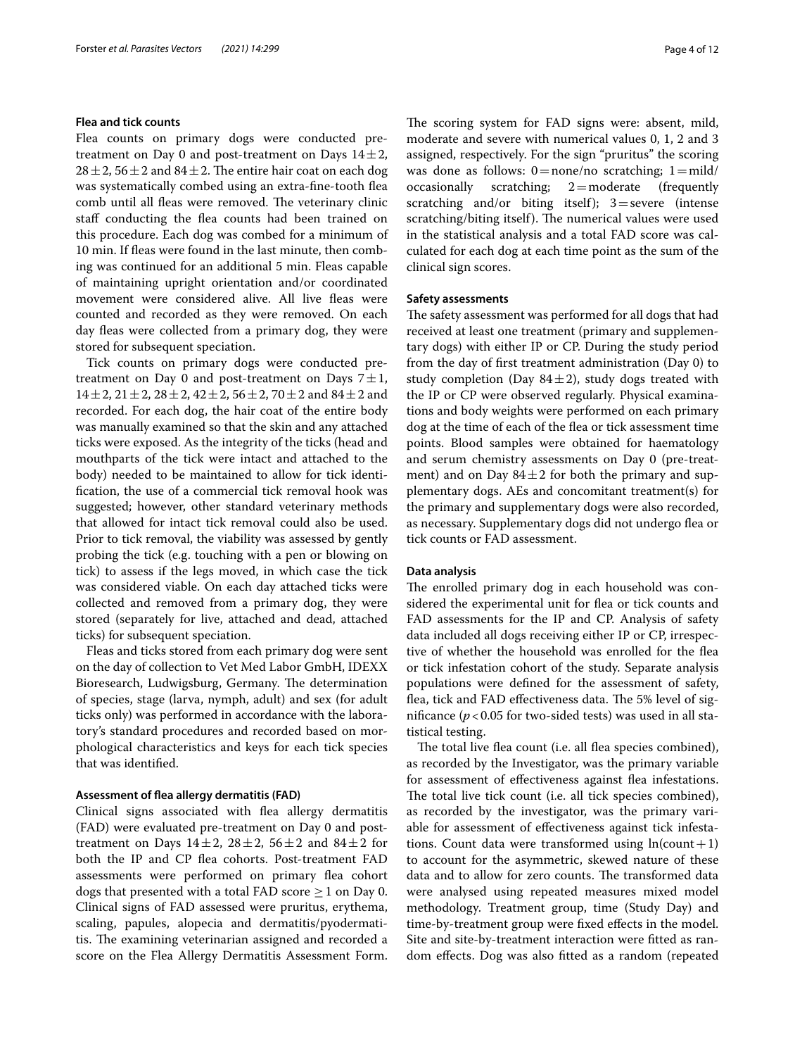### Flea and tick counts

Flea counts on primary dogs were conducted pre-treatment on Day 0 and post-treatment on Days $14 \pm 2$, $28 \pm 2$, $56 \pm 2$ and $84 \pm 2$. The entire hair coat on each dog was systematically combed using an extra-fine-tooth flea comb until all fleas were removed. The veterinary clinic staff conducting the flea counts had been trained on this procedure. Each dog was combed for a minimum of 10 min. If fleas were found in the last minute, then combing was continued for an additional 5 min. Fleas capable of maintaining upright orientation and/or coordinated movement were considered alive. All live fleas were counted and recorded as they were removed. On each day fleas were collected from a primary dog, they were stored for subsequent speciation.

Tick counts on primary dogs were conducted pre-treatment on Day 0 and post-treatment on Days $7 \pm 1$, $14 \pm 2$, $21 \pm 2$, $28 \pm 2$, $42 \pm 2$, $56 \pm 2$, $70 \pm 2$ and $84 \pm 2$ and recorded. For each dog, the hair coat of the entire body was manually examined so that the skin and any attached ticks were exposed. As the integrity of the ticks (head and mouthparts of the tick were intact and attached to the body) needed to be maintained to allow for tick identification, the use of a commercial tick removal hook was suggested; however, other standard veterinary methods that allowed for intact tick removal could also be used. Prior to tick removal, the viability was assessed by gently probing the tick (e.g. touching with a pen or blowing on tick) to assess if the legs moved, in which case the tick was considered viable. On each day attached ticks were collected and removed from a primary dog, they were stored (separately for live, attached and dead, attached ticks) for subsequent speciation.

Fleas and ticks stored from each primary dog were sent on the day of collection to Vet Med Labor GmbH, IDEXX Bioresearch, Ludwigsburg, Germany. The determination of species, stage (larva, nymph, adult) and sex (for adult ticks only) was performed in accordance with the laboratory's standard procedures and recorded based on morphological characteristics and keys for each tick species that was identified.

### Assessment of flea allergy dermatitis (FAD)

Clinical signs associated with flea allergy dermatitis (FAD) were evaluated pre-treatment on Day 0 and post-treatment on Days $14 \pm 2$, $28 \pm 2$, $56 \pm 2$ and $84 \pm 2$ for both the IP and CP flea cohorts. Post-treatment FAD assessments were performed on primary flea cohort dogs that presented with a total FAD score $\geq 1$ on Day 0. Clinical signs of FAD assessed were pruritus, erythema, scaling, papules, alopecia and dermatitis/pyodermatitis. The examining veterinarian assigned and recorded a score on the Flea Allergy Dermatitis Assessment Form. The scoring system for FAD signs were: absent, mild, moderate and severe with numerical values 0, 1, 2 and 3 assigned, respectively. For the sign "pruritus" the scoring was done as follows: 0 = none/no scratching; 1 = mild/occasionally scratching; 2 = moderate (frequently scratching and/or biting itself); 3 = severe (intense scratching/biting itself). The numerical values were used in the statistical analysis and a total FAD score was calculated for each dog at each time point as the sum of the clinical sign scores.

### Safety assessments

The safety assessment was performed for all dogs that had received at least one treatment (primary and supplementary dogs) with either IP or CP. During the study period from the day of first treatment administration (Day 0) to study completion (Day $84 \pm 2$), study dogs treated with the IP or CP were observed regularly. Physical examinations and body weights were performed on each primary dog at the time of each of the flea or tick assessment time points. Blood samples were obtained for haematology and serum chemistry assessments on Day 0 (pre-treatment) and on Day $84 \pm 2$ for both the primary and supplementary dogs. AEs and concomitant treatment(s) for the primary and supplementary dogs were also recorded, as necessary. Supplementary dogs did not undergo flea or tick counts or FAD assessment.

### Data analysis

The enrolled primary dog in each household was considered the experimental unit for flea or tick counts and FAD assessments for the IP and CP. Analysis of safety data included all dogs receiving either IP or CP, irrespective of whether the household was enrolled for the flea or tick infestation cohort of the study. Separate analysis populations were defined for the assessment of safety, flea, tick and FAD effectiveness data. The 5% level of significance ($p < 0.05$ for two-sided tests) was used in all statistical testing.

The total live flea count (i.e. all flea species combined), as recorded by the Investigator, was the primary variable for assessment of effectiveness against flea infestations. The total live tick count (i.e. all tick species combined), as recorded by the investigator, was the primary variable for assessment of effectiveness against tick infestations. Count data were transformed using $\ln(\text{count} + 1)$ to account for the asymmetric, skewed nature of these data and to allow for zero counts. The transformed data were analysed using repeated measures mixed model methodology. Treatment group, time (Study Day) and time-by-treatment group were fixed effects in the model. Site and site-by-treatment interaction were fitted as random effects. Dog was also fitted as a random (repeated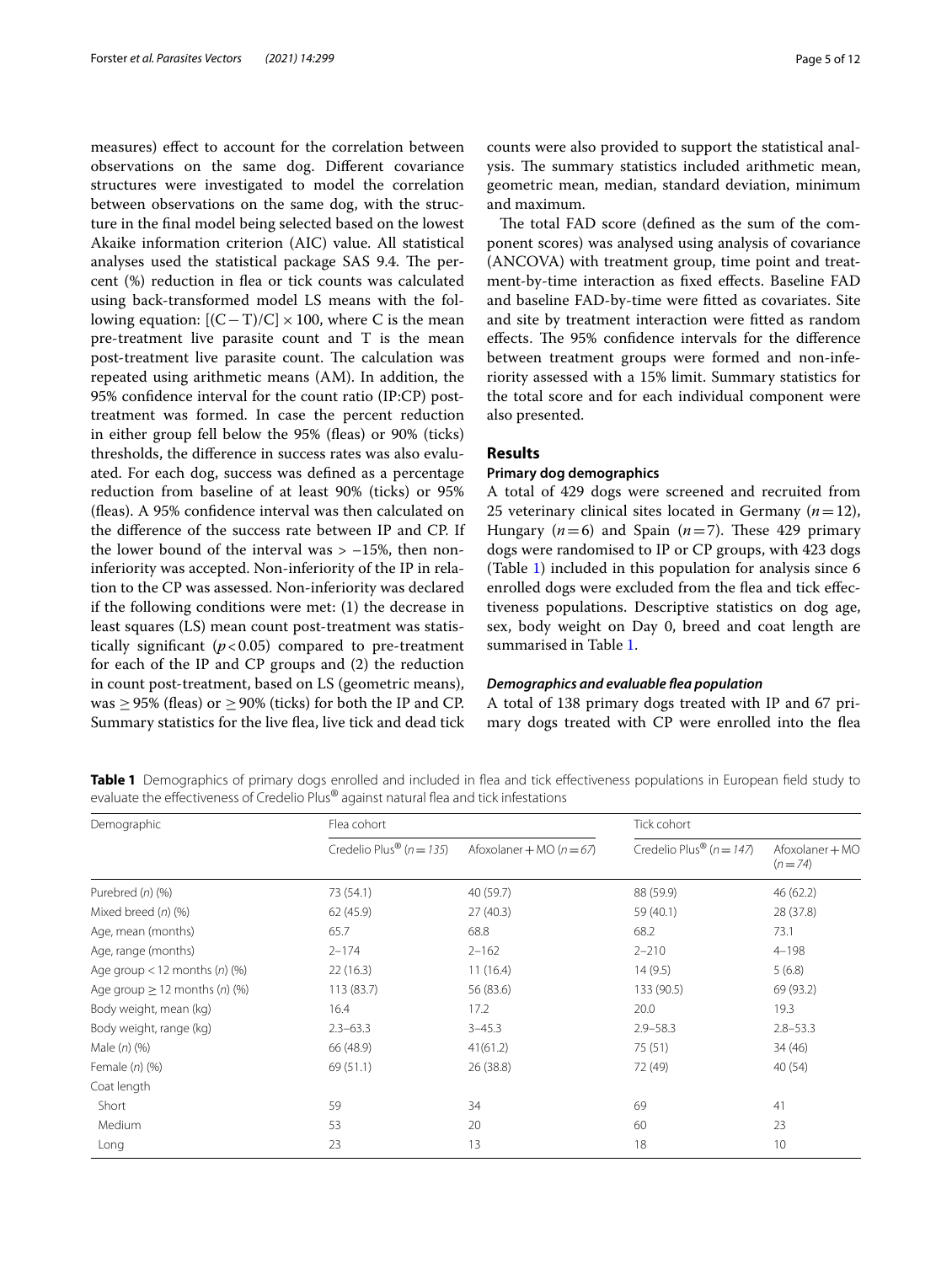measures) effect to account for the correlation between observations on the same dog. Different covariance structures were investigated to model the correlation between observations on the same dog, with the structure in the final model being selected based on the lowest Akaike information criterion (AIC) value. All statistical analyses used the statistical package SAS 9.4. The percent (%) reduction in flea or tick counts was calculated using back-transformed model LS means with the following equation: $[(C-T)/C] \times 100$, where C is the mean pre-treatment live parasite count and T is the mean post-treatment live parasite count. The calculation was repeated using arithmetic means (AM). In addition, the 95% confidence interval for the count ratio (IP:CP) post-treatment was formed. In case the percent reduction in either group fell below the 95% (fleas) or 90% (ticks) thresholds, the difference in success rates was also evaluated. For each dog, success was defined as a percentage reduction from baseline of at least 90% (ticks) or 95% (fleas). A 95% confidence interval was then calculated on the difference of the success rate between IP and CP. If the lower bound of the interval was $> -15\%$, then non-inferiority was accepted. Non-inferiority of the IP in relation to the CP was assessed. Non-inferiority was declared if the following conditions were met: (1) the decrease in least squares (LS) mean count post-treatment was statistically significant ($p < 0.05$) compared to pre-treatment for each of the IP and CP groups and (2) the reduction in count post-treatment, based on LS (geometric means), was $\geq 95\%$ (fleas) or $\geq 90\%$ (ticks) for both the IP and CP. Summary statistics for the live flea, live tick and dead tick counts were also provided to support the statistical analysis. The summary statistics included arithmetic mean, geometric mean, median, standard deviation, minimum and maximum.

The total FAD score (defined as the sum of the component scores) was analysed using analysis of covariance (ANCOVA) with treatment group, time point and treatment-by-time interaction as fixed effects. Baseline FAD and baseline FAD-by-time were fitted as covariates. Site and site by treatment interaction were fitted as random effects. The 95% confidence intervals for the difference between treatment groups were formed and non-inferiority assessed with a 15% limit. Summary statistics for the total score and for each individual component were also presented.

## Results

### Primary dog demographics

A total of 429 dogs were screened and recruited from 25 veterinary clinical sites located in Germany ($n = 12$), Hungary ($n = 6$) and Spain ($n = 7$). These 429 primary dogs were randomised to IP or CP groups, with 423 dogs (Table 1) included in this population for analysis since 6 enrolled dogs were excluded from the flea and tick effectiveness populations. Descriptive statistics on dog age, sex, body weight on Day 0, breed and coat length are summarised in Table 1.

#### *Demographics and evaluable flea population*

A total of 138 primary dogs treated with IP and 67 primary dogs treated with CP were enrolled into the flea

**Table 1** Demographics of primary dogs enrolled and included in flea and tick effectiveness populations in European field study to evaluate the effectiveness of Credelio Plus® against natural flea and tick infestations

| Demographic | Flea cohort | | Tick cohort | |
|---|---|---|---|---|
| | Credelio Plus® (*n* = *135*) | Afoxolaner + MO (*n* = *67*) | Credelio Plus® (*n* = *147*) | Afoxolaner + MO (*n* = *74*) |
| Purebred (*n*) (%) | 73 (54.1) | 40 (59.7) | 88 (59.9) | 46 (62.2) |
| Mixed breed (*n*) (%) | 62 (45.9) | 27 (40.3) | 59 (40.1) | 28 (37.8) |
| Age, mean (months) | 65.7 | 68.8 | 68.2 | 73.1 |
| Age, range (months) | 2–174 | 2–162 | 2–210 | 4–198 |
| Age group < 12 months (*n*) (%) | 22 (16.3) | 11 (16.4) | 14 (9.5) | 5 (6.8) |
| Age group ≥ 12 months (*n*) (%) | 113 (83.7) | 56 (83.6) | 133 (90.5) | 69 (93.2) |
| Body weight, mean (kg) | 16.4 | 17.2 | 20.0 | 19.3 |
| Body weight, range (kg) | 2.3–63.3 | 3–45.3 | 2.9–58.3 | 2.8–53.3 |
| Male (*n*) (%) | 66 (48.9) | 41(61.2) | 75 (51) | 34 (46) |
| Female (*n*) (%) | 69 (51.1) | 26 (38.8) | 72 (49) | 40 (54) |
| Coat length | | | | |
| Short | 59 | 34 | 69 | 41 |
| Medium | 53 | 20 | 60 | 23 |
| Long | 23 | 13 | 18 | 10 |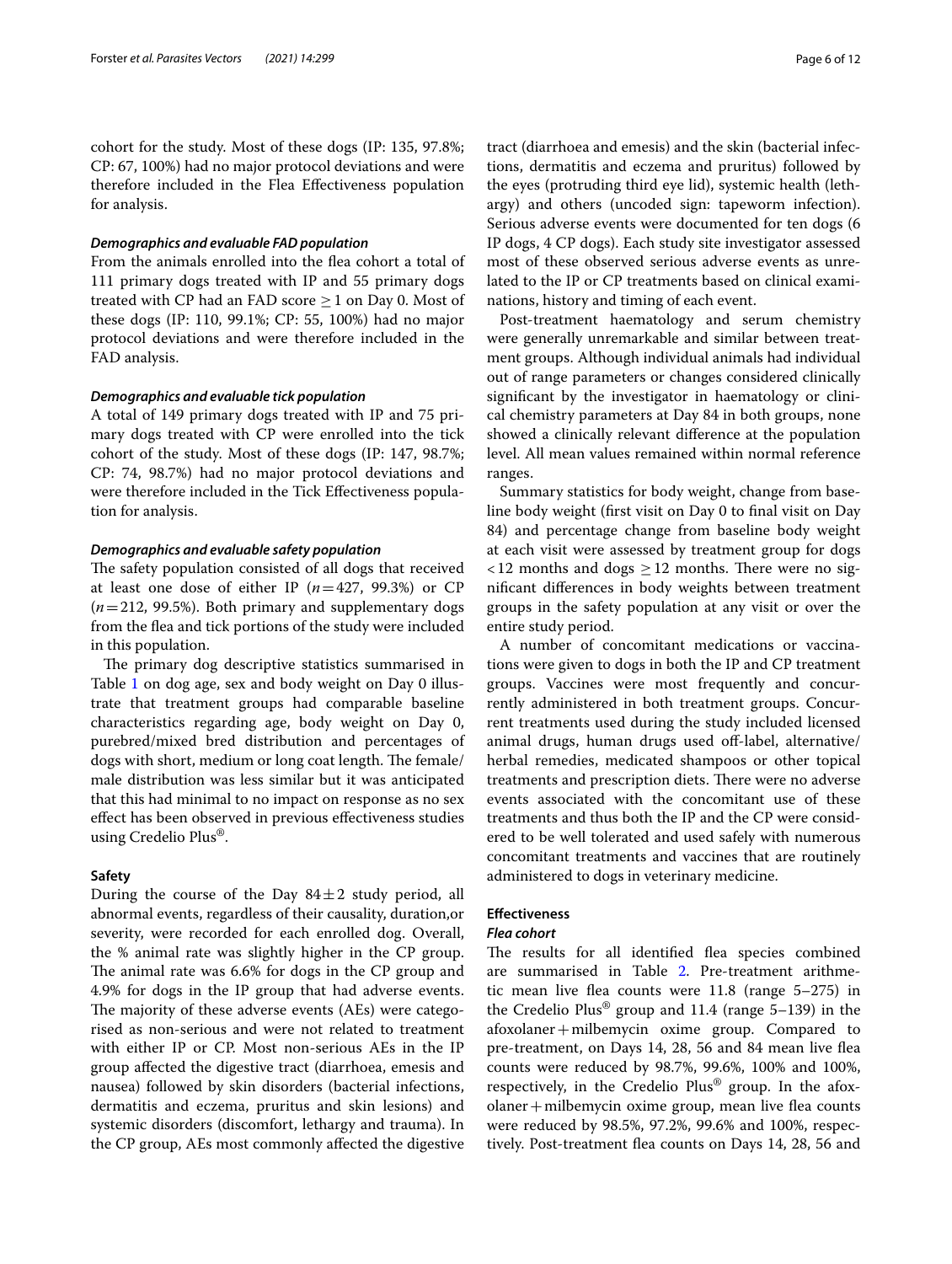cohort for the study. Most of these dogs (IP: 135, 97.8%; CP: 67, 100%) had no major protocol deviations and were therefore included in the Flea Effectiveness population for analysis.

#### *Demographics and evaluable FAD population*

From the animals enrolled into the flea cohort a total of 111 primary dogs treated with IP and 55 primary dogs treated with CP had an FAD score $\geq 1$ on Day 0. Most of these dogs (IP: 110, 99.1%; CP: 55, 100%) had no major protocol deviations and were therefore included in the FAD analysis.

#### *Demographics and evaluable tick population*

A total of 149 primary dogs treated with IP and 75 primary dogs treated with CP were enrolled into the tick cohort of the study. Most of these dogs (IP: 147, 98.7%; CP: 74, 98.7%) had no major protocol deviations and were therefore included in the Tick Effectiveness population for analysis.

#### *Demographics and evaluable safety population*

The safety population consisted of all dogs that received at least one dose of either IP ($n = 427$, 99.3%) or CP ($n = 212$, 99.5%). Both primary and supplementary dogs from the flea and tick portions of the study were included in this population.

The primary dog descriptive statistics summarised in Table 1 on dog age, sex and body weight on Day 0 illustrate that treatment groups had comparable baseline characteristics regarding age, body weight on Day 0, purebred/mixed bred distribution and percentages of dogs with short, medium or long coat length. The female/male distribution was less similar but it was anticipated that this had minimal to no impact on response as no sex effect has been observed in previous effectiveness studies using Credelio Plus®.

### Safety

During the course of the Day $84 \pm 2$ study period, all abnormal events, regardless of their causality, duration,or severity, were recorded for each enrolled dog. Overall, the % animal rate was slightly higher in the CP group. The animal rate was 6.6% for dogs in the CP group and 4.9% for dogs in the IP group that had adverse events. The majority of these adverse events (AEs) were categorised as non-serious and were not related to treatment with either IP or CP. Most non-serious AEs in the IP group affected the digestive tract (diarrhoea, emesis and nausea) followed by skin disorders (bacterial infections, dermatitis and eczema, pruritus and skin lesions) and systemic disorders (discomfort, lethargy and trauma). In the CP group, AEs most commonly affected the digestive tract (diarrhoea and emesis) and the skin (bacterial infections, dermatitis and eczema and pruritus) followed by the eyes (protruding third eye lid), systemic health (lethargy) and others (uncoded sign: tapeworm infection). Serious adverse events were documented for ten dogs (6 IP dogs, 4 CP dogs). Each study site investigator assessed most of these observed serious adverse events as unrelated to the IP or CP treatments based on clinical examinations, history and timing of each event.

Post-treatment haematology and serum chemistry were generally unremarkable and similar between treatment groups. Although individual animals had individual out of range parameters or changes considered clinically significant by the investigator in haematology or clinical chemistry parameters at Day 84 in both groups, none showed a clinically relevant difference at the population level. All mean values remained within normal reference ranges.

Summary statistics for body weight, change from baseline body weight (first visit on Day 0 to final visit on Day 84) and percentage change from baseline body weight at each visit were assessed by treatment group for dogs $< 12$ months and dogs $\geq 12$ months. There were no significant differences in body weights between treatment groups in the safety population at any visit or over the entire study period.

A number of concomitant medications or vaccinations were given to dogs in both the IP and CP treatment groups. Vaccines were most frequently and concurrently administered in both treatment groups. Concurrent treatments used during the study included licensed animal drugs, human drugs used off-label, alternative/herbal remedies, medicated shampoos or other topical treatments and prescription diets. There were no adverse events associated with the concomitant use of these treatments and thus both the IP and the CP were considered to be well tolerated and used safely with numerous concomitant treatments and vaccines that are routinely administered to dogs in veterinary medicine.

### Effectiveness

#### *Flea cohort*

The results for all identified flea species combined are summarised in Table 2. Pre-treatment arithmetic mean live flea counts were 11.8 (range 5–275) in the Credelio Plus® group and 11.4 (range 5–139) in the afoxolaner + milbemycin oxime group. Compared to pre-treatment, on Days 14, 28, 56 and 84 mean live flea counts were reduced by 98.7%, 99.6%, 100% and 100%, respectively, in the Credelio Plus® group. In the afoxolaner + milbemycin oxime group, mean live flea counts were reduced by 98.5%, 97.2%, 99.6% and 100%, respectively. Post-treatment flea counts on Days 14, 28, 56 and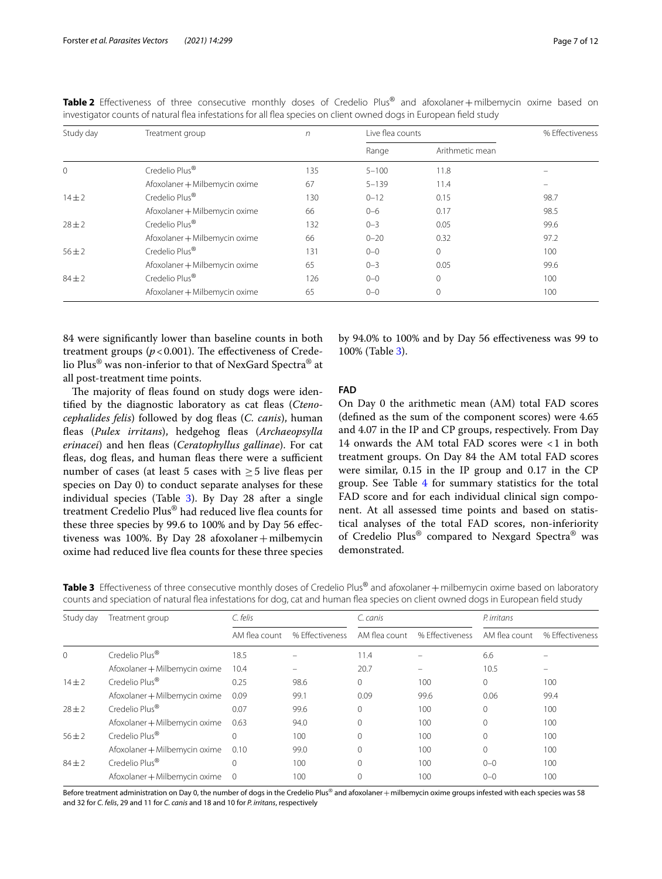**Table 2** Effectiveness of three consecutive monthly doses of Credelio Plus® and afoxolaner + milbemycin oxime based on investigator counts of natural flea infestations for all flea species on client owned dogs in European field study

| Study day | Treatment group | *n* | Live flea counts | | % Effectiveness |
|---|---|---|---|---|---|
| | | | Range | Arithmetic mean | |
| 0 | Credelio Plus® | 135 | 5–100 | 11.8 | – |
| | Afoxolaner + Milbemycin oxime | 67 | 5–139 | 11.4 | – |
| 14 ± 2 | Credelio Plus® | 130 | 0–12 | 0.15 | 98.7 |
| | Afoxolaner + Milbemycin oxime | 66 | 0–6 | 0.17 | 98.5 |
| 28 ± 2 | Credelio Plus® | 132 | 0–3 | 0.05 | 99.6 |
| | Afoxolaner + Milbemycin oxime | 66 | 0–20 | 0.32 | 97.2 |
| 56 ± 2 | Credelio Plus® | 131 | 0–0 | 0 | 100 |
| | Afoxolaner + Milbemycin oxime | 65 | 0–3 | 0.05 | 99.6 |
| 84 ± 2 | Credelio Plus® | 126 | 0–0 | 0 | 100 |
| | Afoxolaner + Milbemycin oxime | 65 | 0–0 | 0 | 100 |

84 were significantly lower than baseline counts in both treatment groups ($p < 0.001$). The effectiveness of Credelio Plus® was non-inferior to that of NexGard Spectra® at all post-treatment time points.

The majority of fleas found on study dogs were identified by the diagnostic laboratory as cat fleas (*Ctenocephalides felis*) followed by dog fleas (*C. canis*), human fleas (*Pulex irritans*), hedgehog fleas (*Archaeopsylla erinacei*) and hen fleas (*Ceratophyllus gallinae*). For cat fleas, dog fleas, and human fleas there were a sufficient number of cases (at least 5 cases with ≥ 5 live fleas per species on Day 0) to conduct separate analyses for these individual species (Table 3). By Day 28 after a single treatment Credelio Plus® had reduced live flea counts for these three species by 99.6 to 100% and by Day 56 effectiveness was 100%. By Day 28 afoxolaner + milbemycin oxime had reduced live flea counts for these three species by 94.0% to 100% and by Day 56 effectiveness was 99 to 100% (Table 3).

## FAD

On Day 0 the arithmetic mean (AM) total FAD scores (defined as the sum of the component scores) were 4.65 and 4.07 in the IP and CP groups, respectively. From Day 14 onwards the AM total FAD scores were < 1 in both treatment groups. On Day 84 the AM total FAD scores were similar, 0.15 in the IP group and 0.17 in the CP group. See Table 4 for summary statistics for the total FAD score and for each individual clinical sign component. At all assessed time points and based on statistical analyses of the total FAD scores, non-inferiority of Credelio Plus® compared to Nexgard Spectra® was demonstrated.

**Table 3** Effectiveness of three consecutive monthly doses of Credelio Plus® and afoxolaner + milbemycin oxime based on laboratory counts and speciation of natural flea infestations for dog, cat and human flea species on client owned dogs in European field study

| Study day | Treatment group | *C. felis* | | *C. canis* | | *P. irritans* | |
|---|---|---|---|---|---|---|---|
| | | AM flea count | % Effectiveness | AM flea count | % Effectiveness | AM flea count | % Effectiveness |
| 0 | Credelio Plus® | 18.5 | – | 11.4 | – | 6.6 | – |
| | Afoxolaner + Milbemycin oxime | 10.4 | – | 20.7 | – | 10.5 | – |
| 14 ± 2 | Credelio Plus® | 0.25 | 98.6 | 0 | 100 | 0 | 100 |
| | Afoxolaner + Milbemycin oxime | 0.09 | 99.1 | 0.09 | 99.6 | 0.06 | 99.4 |
| 28 ± 2 | Credelio Plus® | 0.07 | 99.6 | 0 | 100 | 0 | 100 |
| | Afoxolaner + Milbemycin oxime | 0.63 | 94.0 | 0 | 100 | 0 | 100 |
| 56 ± 2 | Credelio Plus® | 0 | 100 | 0 | 100 | 0 | 100 |
| | Afoxolaner + Milbemycin oxime | 0.10 | 99.0 | 0 | 100 | 0 | 100 |
| 84 ± 2 | Credelio Plus® | 0 | 100 | 0 | 100 | 0–0 | 100 |
| | Afoxolaner + Milbemycin oxime | 0 | 100 | 0 | 100 | 0–0 | 100 |

Before treatment administration on Day 0, the number of dogs in the Credelio Plus® and afoxolaner + milbemycin oxime groups infested with each species was 58 and 32 for *C. felis*, 29 and 11 for *C. canis* and 18 and 10 for *P. irritans*, respectively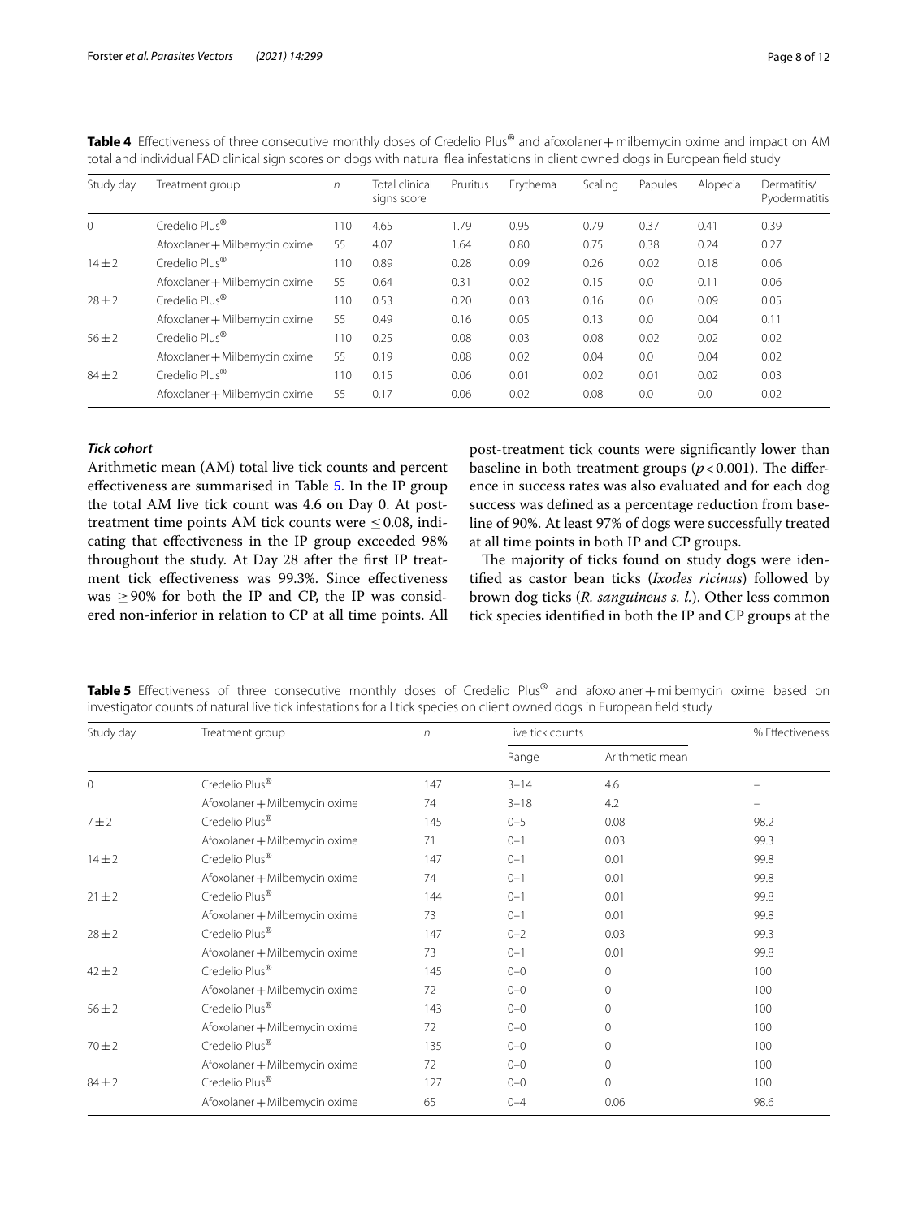**Table 4** Effectiveness of three consecutive monthly doses of Credelio Plus® and afoxolaner + milbemycin oxime and impact on AM total and individual FAD clinical sign scores on dogs with natural flea infestations in client owned dogs in European field study

| Study day | Treatment group | $n$ | Total clinical signs score | Pruritus | Erythema | Scaling | Papules | Alopecia | Dermatitis/ Pyodermatitis |
|---|---|---|---|---|---|---|---|---|---|
| 0 | Credelio Plus® | 110 | 4.65 | 1.79 | 0.95 | 0.79 | 0.37 | 0.41 | 0.39 |
| | Afoxolaner + Milbemycin oxime | 55 | 4.07 | 1.64 | 0.80 | 0.75 | 0.38 | 0.24 | 0.27 |
| 14 ± 2 | Credelio Plus® | 110 | 0.89 | 0.28 | 0.09 | 0.26 | 0.02 | 0.18 | 0.06 |
| | Afoxolaner + Milbemycin oxime | 55 | 0.64 | 0.31 | 0.02 | 0.15 | 0.0 | 0.11 | 0.06 |
| 28 ± 2 | Credelio Plus® | 110 | 0.53 | 0.20 | 0.03 | 0.16 | 0.0 | 0.09 | 0.05 |
| | Afoxolaner + Milbemycin oxime | 55 | 0.49 | 0.16 | 0.05 | 0.13 | 0.0 | 0.04 | 0.11 |
| 56 ± 2 | Credelio Plus® | 110 | 0.25 | 0.08 | 0.03 | 0.08 | 0.02 | 0.02 | 0.02 |
| | Afoxolaner + Milbemycin oxime | 55 | 0.19 | 0.08 | 0.02 | 0.04 | 0.0 | 0.04 | 0.02 |
| 84 ± 2 | Credelio Plus® | 110 | 0.15 | 0.06 | 0.01 | 0.02 | 0.01 | 0.02 | 0.03 |
| | Afoxolaner + Milbemycin oxime | 55 | 0.17 | 0.06 | 0.02 | 0.08 | 0.0 | 0.0 | 0.02 |

### *Tick cohort*

Arithmetic mean (AM) total live tick counts and percent effectiveness are summarised in Table 5. In the IP group the total AM live tick count was 4.6 on Day 0. At post-treatment time points AM tick counts were ≤ 0.08, indicating that effectiveness in the IP group exceeded 98% throughout the study. At Day 28 after the first IP treatment tick effectiveness was 99.3%. Since effectiveness was ≥ 90% for both the IP and CP, the IP was considered non-inferior in relation to CP at all time points. All post-treatment tick counts were significantly lower than baseline in both treatment groups ($p < 0.001$). The difference in success rates was also evaluated and for each dog success was defined as a percentage reduction from baseline of 90%. At least 97% of dogs were successfully treated at all time points in both IP and CP groups.

The majority of ticks found on study dogs were identified as castor bean ticks (*Ixodes ricinus*) followed by brown dog ticks (*R. sanguineus s. l.*). Other less common tick species identified in both the IP and CP groups at the

**Table 5** Effectiveness of three consecutive monthly doses of Credelio Plus® and afoxolaner + milbemycin oxime based on investigator counts of natural live tick infestations for all tick species on client owned dogs in European field study

| Study day | Treatment group | $n$ | Live tick counts | | % Effectiveness |
|---|---|---|---|---|---|
| | | | Range | Arithmetic mean | |
| 0 | Credelio Plus® | 147 | 3–14 | 4.6 | – |
| | Afoxolaner + Milbemycin oxime | 74 | 3–18 | 4.2 | – |
| 7 ± 2 | Credelio Plus® | 145 | 0–5 | 0.08 | 98.2 |
| | Afoxolaner + Milbemycin oxime | 71 | 0–1 | 0.03 | 99.3 |
| 14 ± 2 | Credelio Plus® | 147 | 0–1 | 0.01 | 99.8 |
| | Afoxolaner + Milbemycin oxime | 74 | 0–1 | 0.01 | 99.8 |
| 21 ± 2 | Credelio Plus® | 144 | 0–1 | 0.01 | 99.8 |
| | Afoxolaner + Milbemycin oxime | 73 | 0–1 | 0.01 | 99.8 |
| 28 ± 2 | Credelio Plus® | 147 | 0–2 | 0.03 | 99.3 |
| | Afoxolaner + Milbemycin oxime | 73 | 0–1 | 0.01 | 99.8 |
| 42 ± 2 | Credelio Plus® | 145 | 0–0 | 0 | 100 |
| | Afoxolaner + Milbemycin oxime | 72 | 0–0 | 0 | 100 |
| 56 ± 2 | Credelio Plus® | 143 | 0–0 | 0 | 100 |
| | Afoxolaner + Milbemycin oxime | 72 | 0–0 | 0 | 100 |
| 70 ± 2 | Credelio Plus® | 135 | 0–0 | 0 | 100 |
| | Afoxolaner + Milbemycin oxime | 72 | 0–0 | 0 | 100 |
| 84 ± 2 | Credelio Plus® | 127 | 0–0 | 0 | 100 |
| | Afoxolaner + Milbemycin oxime | 65 | 0–4 | 0.06 | 98.6 |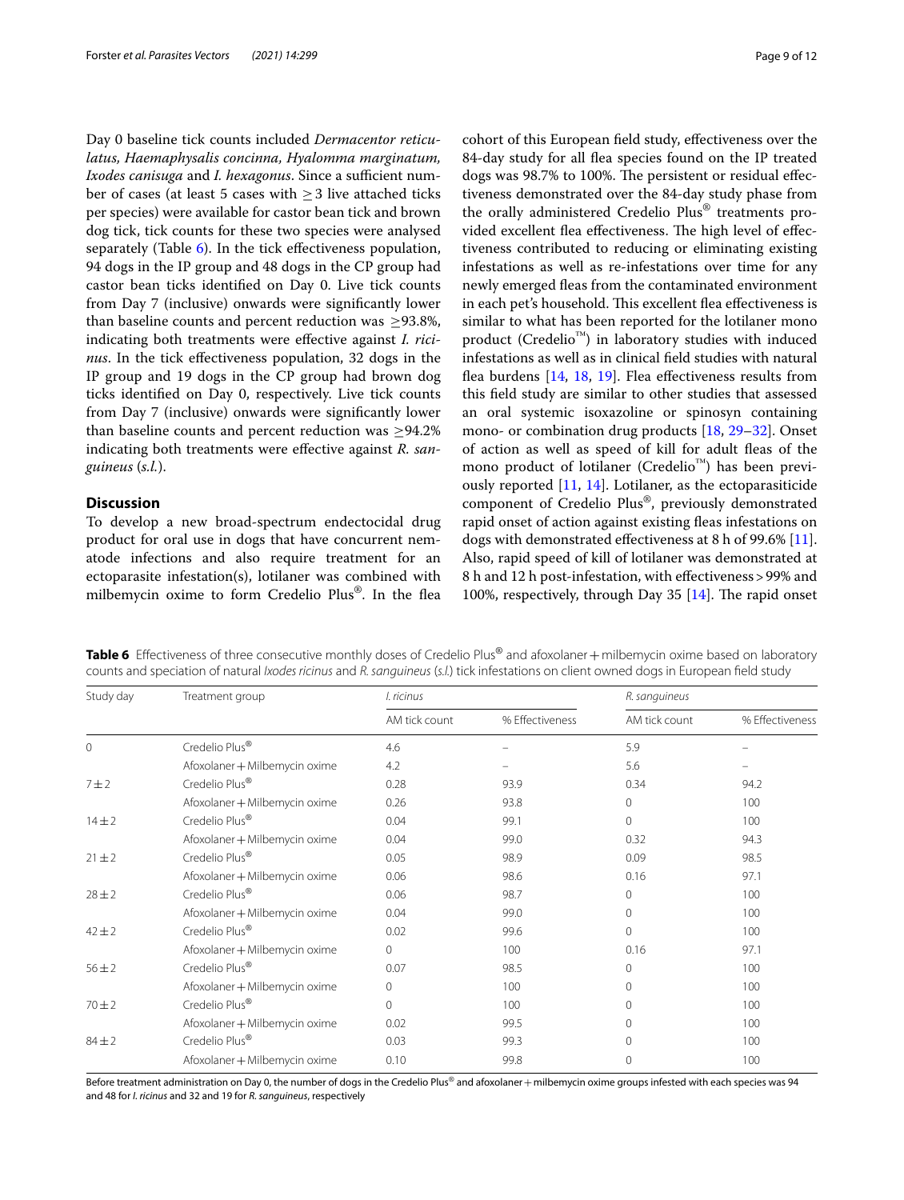Day 0 baseline tick counts included *Dermacentor reticulatus, Haemaphysalis concinna, Hyalomma marginatum, Ixodes canisuga* and *I. hexagonus*. Since a sufficient number of cases (at least 5 cases with ≥ 3 live attached ticks per species) were available for castor bean tick and brown dog tick, tick counts for these two species were analysed separately (Table 6). In the tick effectiveness population, 94 dogs in the IP group and 48 dogs in the CP group had castor bean ticks identified on Day 0. Live tick counts from Day 7 (inclusive) onwards were significantly lower than baseline counts and percent reduction was ≥93.8%, indicating both treatments were effective against *I. ricinus*. In the tick effectiveness population, 32 dogs in the IP group and 19 dogs in the CP group had brown dog ticks identified on Day 0, respectively. Live tick counts from Day 7 (inclusive) onwards were significantly lower than baseline counts and percent reduction was ≥94.2% indicating both treatments were effective against *R. sanguineus* (*s.l.*).

## Discussion

To develop a new broad-spectrum endectocidal drug product for oral use in dogs that have concurrent nematode infections and also require treatment for an ectoparasite infestation(s), lotilaner was combined with milbemycin oxime to form Credelio Plus®. In the flea cohort of this European field study, effectiveness over the 84-day study for all flea species found on the IP treated dogs was 98.7% to 100%. The persistent or residual effectiveness demonstrated over the 84-day study phase from the orally administered Credelio Plus® treatments provided excellent flea effectiveness. The high level of effectiveness contributed to reducing or eliminating existing infestations as well as re-infestations over time for any newly emerged fleas from the contaminated environment in each pet's household. This excellent flea effectiveness is similar to what has been reported for the lotilaner mono product (Credelio™) in laboratory studies with induced infestations as well as in clinical field studies with natural flea burdens [14, 18, 19]. Flea effectiveness results from this field study are similar to other studies that assessed an oral systemic isoxazoline or spinosyn containing mono- or combination drug products [18, 29–32]. Onset of action as well as speed of kill for adult fleas of the mono product of lotilaner (Credelio™) has been previously reported [11, 14]. Lotilaner, as the ectoparasiticide component of Credelio Plus®, previously demonstrated rapid onset of action against existing fleas infestations on dogs with demonstrated effectiveness at 8 h of 99.6% [11]. Also, rapid speed of kill of lotilaner was demonstrated at 8 h and 12 h post-infestation, with effectiveness > 99% and 100%, respectively, through Day 35 [14]. The rapid onset

**Table 6** Effectiveness of three consecutive monthly doses of Credelio Plus® and afoxolaner + milbemycin oxime based on laboratory counts and speciation of natural *Ixodes ricinus* and *R. sanguineus* (*s.l.*) tick infestations on client owned dogs in European field study

| Study day | Treatment group | *I. ricinus* | | *R. sanguineus* | |
|---|---|---|---|---|---|
| | | AM tick count | % Effectiveness | AM tick count | % Effectiveness |
| 0 | Credelio Plus® | 4.6 | – | 5.9 | – |
| | Afoxolaner + Milbemycin oxime | 4.2 | – | 5.6 | – |
| 7 ± 2 | Credelio Plus® | 0.28 | 93.9 | 0.34 | 94.2 |
| | Afoxolaner + Milbemycin oxime | 0.26 | 93.8 | 0 | 100 |
| 14 ± 2 | Credelio Plus® | 0.04 | 99.1 | 0 | 100 |
| | Afoxolaner + Milbemycin oxime | 0.04 | 99.0 | 0.32 | 94.3 |
| 21 ± 2 | Credelio Plus® | 0.05 | 98.9 | 0.09 | 98.5 |
| | Afoxolaner + Milbemycin oxime | 0.06 | 98.6 | 0.16 | 97.1 |
| 28 ± 2 | Credelio Plus® | 0.06 | 98.7 | 0 | 100 |
| | Afoxolaner + Milbemycin oxime | 0.04 | 99.0 | 0 | 100 |
| 42 ± 2 | Credelio Plus® | 0.02 | 99.6 | 0 | 100 |
| | Afoxolaner + Milbemycin oxime | 0 | 100 | 0.16 | 97.1 |
| 56 ± 2 | Credelio Plus® | 0.07 | 98.5 | 0 | 100 |
| | Afoxolaner + Milbemycin oxime | 0 | 100 | 0 | 100 |
| 70 ± 2 | Credelio Plus® | 0 | 100 | 0 | 100 |
| | Afoxolaner + Milbemycin oxime | 0.02 | 99.5 | 0 | 100 |
| 84 ± 2 | Credelio Plus® | 0.03 | 99.3 | 0 | 100 |
| | Afoxolaner + Milbemycin oxime | 0.10 | 99.8 | 0 | 100 |

Before treatment administration on Day 0, the number of dogs in the Credelio Plus® and afoxolaner + milbemycin oxime groups infested with each species was 94 and 48 for *I. ricinus* and 32 and 19 for *R. sanguineus*, respectively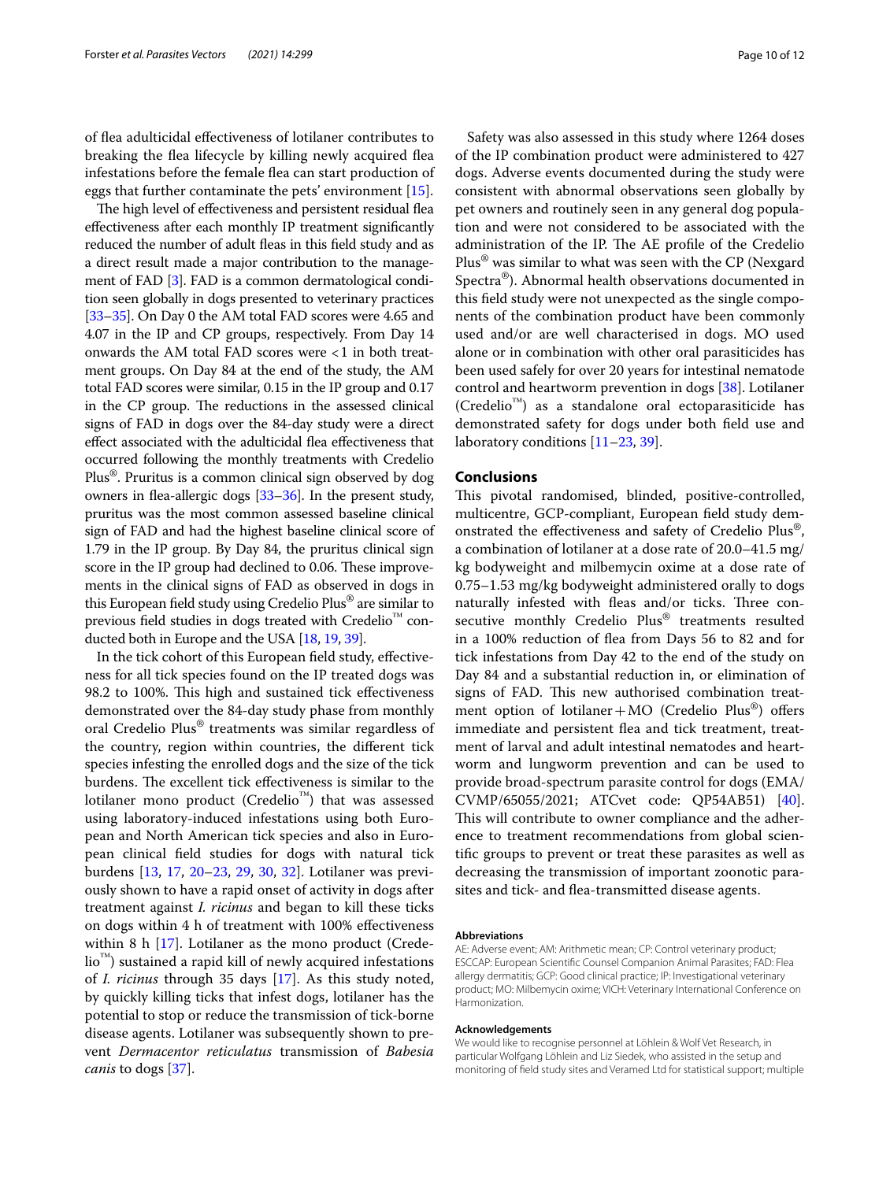of flea adulticidal effectiveness of lotilaner contributes to breaking the flea lifecycle by killing newly acquired flea infestations before the female flea can start production of eggs that further contaminate the pets' environment [15].

The high level of effectiveness and persistent residual flea effectiveness after each monthly IP treatment significantly reduced the number of adult fleas in this field study and as a direct result made a major contribution to the management of FAD [3]. FAD is a common dermatological condition seen globally in dogs presented to veterinary practices [33–35]. On Day 0 the AM total FAD scores were 4.65 and 4.07 in the IP and CP groups, respectively. From Day 14 onwards the AM total FAD scores were < 1 in both treatment groups. On Day 84 at the end of the study, the AM total FAD scores were similar, 0.15 in the IP group and 0.17 in the CP group. The reductions in the assessed clinical signs of FAD in dogs over the 84-day study were a direct effect associated with the adulticidal flea effectiveness that occurred following the monthly treatments with Credelio Plus®. Pruritus is a common clinical sign observed by dog owners in flea-allergic dogs [33–36]. In the present study, pruritus was the most common assessed baseline clinical sign of FAD and had the highest baseline clinical score of 1.79 in the IP group. By Day 84, the pruritus clinical sign score in the IP group had declined to 0.06. These improvements in the clinical signs of FAD as observed in dogs in this European field study using Credelio Plus® are similar to previous field studies in dogs treated with Credelio™ conducted both in Europe and the USA [18, 19, 39].

In the tick cohort of this European field study, effectiveness for all tick species found on the IP treated dogs was 98.2 to 100%. This high and sustained tick effectiveness demonstrated over the 84-day study phase from monthly oral Credelio Plus® treatments was similar regardless of the country, region within countries, the different tick species infesting the enrolled dogs and the size of the tick burdens. The excellent tick effectiveness is similar to the lotilaner mono product (Credelio™) that was assessed using laboratory-induced infestations using both European and North American tick species and also in European clinical field studies for dogs with natural tick burdens [13, 17, 20–23, 29, 30, 32]. Lotilaner was previously shown to have a rapid onset of activity in dogs after treatment against *I. ricinus* and began to kill these ticks on dogs within 4 h of treatment with 100% effectiveness within 8 h [17]. Lotilaner as the mono product (Credelio™) sustained a rapid kill of newly acquired infestations of *I. ricinus* through 35 days [17]. As this study noted, by quickly killing ticks that infest dogs, lotilaner has the potential to stop or reduce the transmission of tick-borne disease agents. Lotilaner was subsequently shown to prevent *Dermacentor reticulatus* transmission of *Babesia canis* to dogs [37].

Safety was also assessed in this study where 1264 doses of the IP combination product were administered to 427 dogs. Adverse events documented during the study were consistent with abnormal observations seen globally by pet owners and routinely seen in any general dog population and were not considered to be associated with the administration of the IP. The AE profile of the Credelio Plus® was similar to what was seen with the CP (Nexgard Spectra®). Abnormal health observations documented in this field study were not unexpected as the single components of the combination product have been commonly used and/or are well characterised in dogs. MO used alone or in combination with other oral parasiticides has been used safely for over 20 years for intestinal nematode control and heartworm prevention in dogs [38]. Lotilaner (Credelio™) as a standalone oral ectoparasiticide has demonstrated safety for dogs under both field use and laboratory conditions [11–23, 39].

## Conclusions

This pivotal randomised, blinded, positive-controlled, multicentre, GCP-compliant, European field study demonstrated the effectiveness and safety of Credelio Plus®, a combination of lotilaner at a dose rate of 20.0–41.5 mg/kg bodyweight and milbemycin oxime at a dose rate of 0.75–1.53 mg/kg bodyweight administered orally to dogs naturally infested with fleas and/or ticks. Three consecutive monthly Credelio Plus® treatments resulted in a 100% reduction of flea from Days 56 to 82 and for tick infestations from Day 42 to the end of the study on Day 84 and a substantial reduction in, or elimination of signs of FAD. This new authorised combination treatment option of lotilaner + MO (Credelio Plus®) offers immediate and persistent flea and tick treatment, treatment of larval and adult intestinal nematodes and heartworm and lungworm prevention and can be used to provide broad-spectrum parasite control for dogs (EMA/CVMP/65055/2021; ATCvet code: QP54AB51) [40]. This will contribute to owner compliance and the adherence to treatment recommendations from global scientific groups to prevent or treat these parasites as well as decreasing the transmission of important zoonotic parasites and tick- and flea-transmitted disease agents.

#### Abbreviations

AE: Adverse event; AM: Arithmetic mean; CP: Control veterinary product; ESCCAP: European Scientific Counsel Companion Animal Parasites; FAD: Flea allergy dermatitis; GCP: Good clinical practice; IP: Investigational veterinary product; MO: Milbemycin oxime; VICH: Veterinary International Conference on Harmonization.

#### Acknowledgements

We would like to recognise personnel at Löhlein & Wolf Vet Research, in particular Wolfgang Löhlein and Liz Siedek, who assisted in the setup and monitoring of field study sites and Veramed Ltd for statistical support; multiple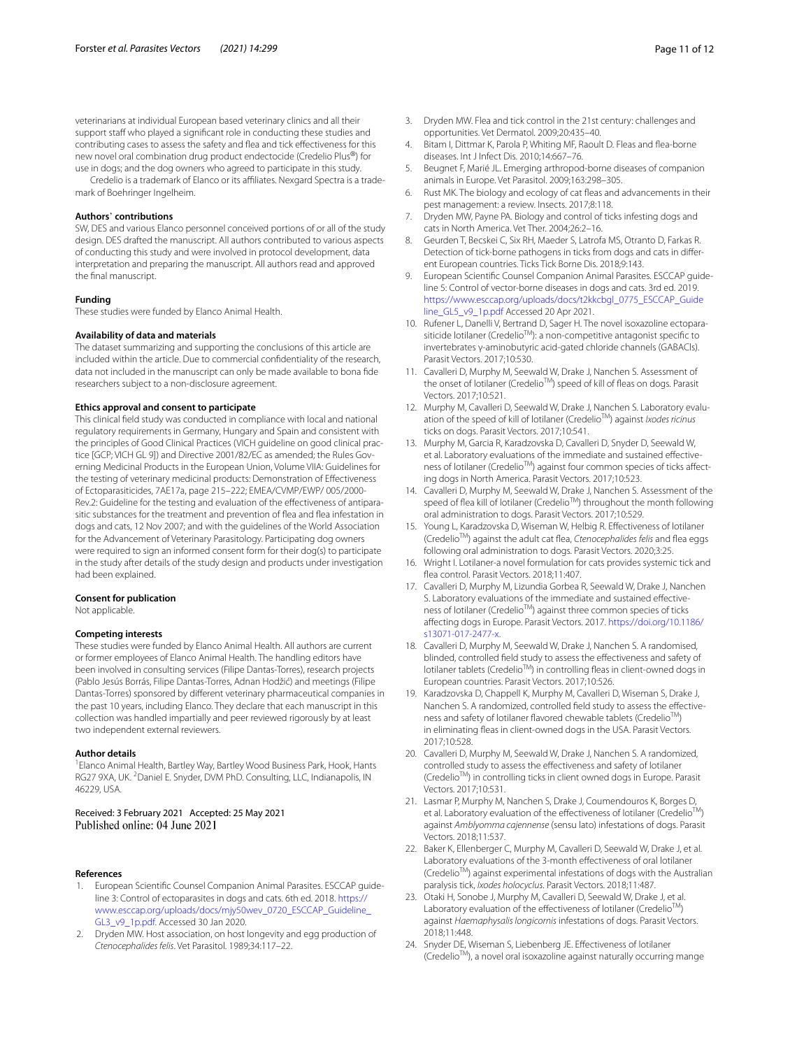veterinarians at individual European based veterinary clinics and all their support staff who played a significant role in conducting these studies and contributing cases to assess the safety and flea and tick effectiveness for this new novel oral combination drug product endectocide (Credelio Plus®) for use in dogs; and the dog owners who agreed to participate in this study.

Credelio is a trademark of Elanco or its affiliates. Nexgard Spectra is a trademark of Boehringer Ingelheim.

### Authors' contributions

SW, DES and various Elanco personnel conceived portions of or all of the study design. DES drafted the manuscript. All authors contributed to various aspects of conducting this study and were involved in protocol development, data interpretation and preparing the manuscript. All authors read and approved the final manuscript.

### Funding

These studies were funded by Elanco Animal Health.

### Availability of data and materials

The dataset summarizing and supporting the conclusions of this article are included within the article. Due to commercial confidentiality of the research, data not included in the manuscript can only be made available to bona fide researchers subject to a non-disclosure agreement.

### Ethics approval and consent to participate

This clinical field study was conducted in compliance with local and national regulatory requirements in Germany, Hungary and Spain and consistent with the principles of Good Clinical Practices (VICH guideline on good clinical practice [GCP; VICH GL 9]) and Directive 2001/82/EC as amended; the Rules Governing Medicinal Products in the European Union, Volume VIIA: Guidelines for the testing of veterinary medicinal products: Demonstration of Effectiveness of Ectoparasiticides, 7AE17a, page 215–222; EMEA/CVMP/EWP/ 005/2000-Rev.2: Guideline for the testing and evaluation of the effectiveness of antiparasitic substances for the treatment and prevention of flea and flea infestation in dogs and cats, 12 Nov 2007; and with the guidelines of the World Association for the Advancement of Veterinary Parasitology. Participating dog owners were required to sign an informed consent form for their dog(s) to participate in the study after details of the study design and products under investigation had been explained.

### Consent for publication

Not applicable.

### Competing interests

These studies were funded by Elanco Animal Health. All authors are current or former employees of Elanco Animal Health. The handling editors have been involved in consulting services (Filipe Dantas-Torres), research projects (Pablo Jesús Borrás, Filipe Dantas-Torres, Adnan Hodžić) and meetings (Filipe Dantas-Torres) sponsored by different veterinary pharmaceutical companies in the past 10 years, including Elanco. They declare that each manuscript in this collection was handled impartially and peer reviewed rigorously by at least two independent external reviewers.

### Author details

[1]Elanco Animal Health, Bartley Way, Bartley Wood Business Park, Hook, Hants RG27 9XA, UK. [2]Daniel E. Snyder, DVM PhD. Consulting, LLC, Indianapolis, IN 46229, USA.

Received: 3 February 2021 Accepted: 25 May 2021
Published online: 04 June 2021

### References

1. European Scientific Counsel Companion Animal Parasites. ESCCAP guideline 3: Control of ectoparasites in dogs and cats. 6th ed. 2018. https://www.esccap.org/uploads/docs/mjy50wev_0720_ESCCAP_Guideline_GL3_v9_1p.pdf. Accessed 30 Jan 2020.
2. Dryden MW. Host association, on host longevity and egg production of *Ctenocephalides felis*. Vet Parasitol. 1989;34:117–22.
3. Dryden MW. Flea and tick control in the 21st century: challenges and opportunities. Vet Dermatol. 2009;20:435–40.
4. Bitam I, Dittmar K, Parola P, Whiting MF, Raoult D. Fleas and flea-borne diseases. Int J Infect Dis. 2010;14:667–76.
5. Beugnet F, Marié JL. Emerging arthropod-borne diseases of companion animals in Europe. Vet Parasitol. 2009;163:298–305.
6. Rust MK. The biology and ecology of cat fleas and advancements in their pest management: a review. Insects. 2017;8:118.
7. Dryden MW, Payne PA. Biology and control of ticks infesting dogs and cats in North America. Vet Ther. 2004;26:2–16.
8. Geurden T, Becskei C, Six RH, Maeder S, Latrofa MS, Otranto D, Farkas R. Detection of tick-borne pathogens in ticks from dogs and cats in different European countries. Ticks Tick Borne Dis. 2018;9:143.
9. European Scientific Counsel Companion Animal Parasites. ESCCAP guideline 5: Control of vector-borne diseases in dogs and cats. 3rd ed. 2019. https://www.esccap.org/uploads/docs/t2kkcbgl_0775_ESCCAP_Guideline_GL5_v9_1p.pdf Accessed 20 Apr 2021.
10. Rufener L, Danelli V, Bertrand D, Sager H. The novel isoxazoline ectoparasiticide lotilaner (Credelio™): a non-competitive antagonist specific to invertebrates γ-aminobutyric acid-gated chloride channels (GABACls). Parasit Vectors. 2017;10:530.
11. Cavalleri D, Murphy M, Seewald W, Drake J, Nanchen S. Assessment of the onset of lotilaner (Credelio™) speed of kill of fleas on dogs. Parasit Vectors. 2017;10:521.
12. Murphy M, Cavalleri D, Seewald W, Drake J, Nanchen S. Laboratory evaluation of the speed of kill of lotilaner (Credelio™) against *Ixodes ricinus* ticks on dogs. Parasit Vectors. 2017;10:541.
13. Murphy M, Garcia R, Karadzovska D, Cavalleri D, Snyder D, Seewald W, et al. Laboratory evaluations of the immediate and sustained effectiveness of lotilaner (Credelio™) against four common species of ticks affecting dogs in North America. Parasit Vectors. 2017;10:523.
14. Cavalleri D, Murphy M, Seewald W, Drake J, Nanchen S. Assessment of the speed of flea kill of lotilaner (Credelio™) throughout the month following oral administration to dogs. Parasit Vectors. 2017;10:529.
15. Young L, Karadzovska D, Wiseman W, Helbig R. Effectiveness of lotilaner (Credelio™) against the adult cat flea, *Ctenocephalides felis* and flea eggs following oral administration to dogs. Parasit Vectors. 2020;3:25.
16. Wright I. Lotilaner-a novel formulation for cats provides systemic tick and flea control. Parasit Vectors. 2018;11:407.
17. Cavalleri D, Murphy M, Lizundia Gorbea R, Seewald W, Drake J, Nanchen S. Laboratory evaluations of the immediate and sustained effectiveness of lotilaner (Credelio™) against three common species of ticks affecting dogs in Europe. Parasit Vectors. 2017. https://doi.org/10.1186/s13071-017-2477-x.
18. Cavalleri D, Murphy M, Seewald W, Drake J, Nanchen S. A randomised, blinded, controlled field study to assess the effectiveness and safety of lotilaner tablets (Credelio™) in controlling fleas in client-owned dogs in European countries. Parasit Vectors. 2017;10:526.
19. Karadzovska D, Chappell K, Murphy M, Cavalleri D, Wiseman S, Drake J, Nanchen S. A randomized, controlled field study to assess the effectiveness and safety of lotilaner flavored chewable tablets (Credelio™) in eliminating fleas in client-owned dogs in the USA. Parasit Vectors. 2017;10:528.
20. Cavalleri D, Murphy M, Seewald W, Drake J, Nanchen S. A randomized, controlled study to assess the effectiveness and safety of lotilaner (Credelio™) in controlling ticks in client owned dogs in Europe. Parasit Vectors. 2017;10:531.
21. Lasmar P, Murphy M, Nanchen S, Drake J, Coumendouros K, Borges D, et al. Laboratory evaluation of the effectiveness of lotilaner (Credelio™) against *Amblyomma cajennense* (sensu lato) infestations of dogs. Parasit Vectors. 2018;11:537.
22. Baker K, Ellenberger C, Murphy M, Cavalleri D, Seewald W, Drake J, et al. Laboratory evaluations of the 3-month effectiveness of oral lotilaner (Credelio™) against experimental infestations of dogs with the Australian paralysis tick, *Ixodes holocyclus*. Parasit Vectors. 2018;11:487.
23. Otaki H, Sonobe J, Murphy M, Cavalleri D, Seewald W, Drake J, et al. Laboratory evaluation of the effectiveness of lotilaner (Credelio™) against *Haemaphysalis longicornis* infestations of dogs. Parasit Vectors. 2018;11:448.
24. Snyder DE, Wiseman S, Liebenberg JE. Effectiveness of lotilaner (Credelio™), a novel oral isoxazoline against naturally occurring mange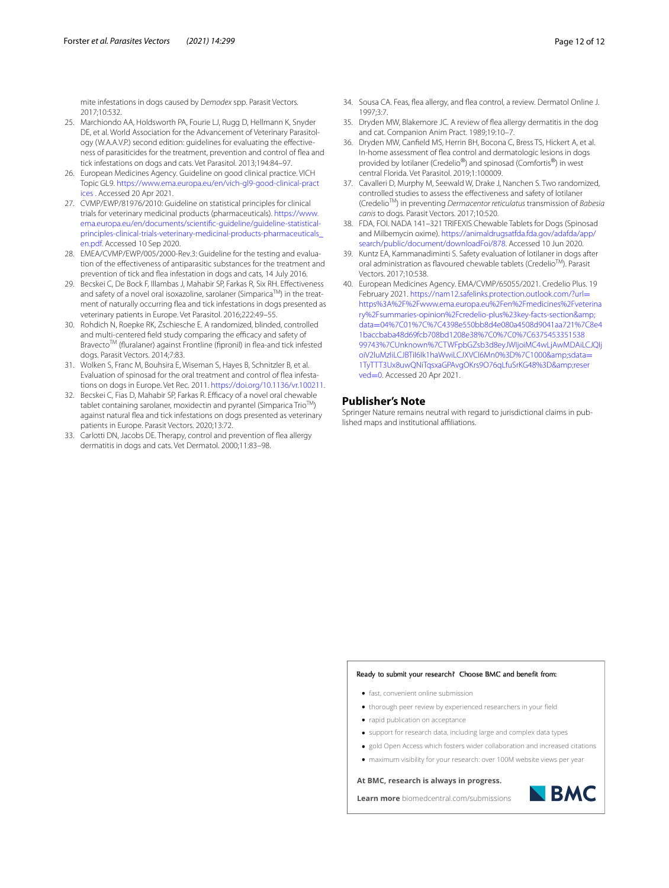mite infestations in dogs caused by *Demodex* spp. Parasit Vectors. 2017;10:532.

25. Marchiondo AA, Holdsworth PA, Fourie LJ, Rugg D, Hellmann K, Snyder DE, et al. World Association for the Advancement of Veterinary Parasitology (W.A.A.V.P.) second edition: guidelines for evaluating the effectiveness of parasiticides for the treatment, prevention and control of flea and tick infestations on dogs and cats. Vet Parasitol. 2013;194:84–97.
26. European Medicines Agency. Guideline on good clinical practice. VICH Topic GL9. https://www.ema.europa.eu/en/vich-gl9-good-clinical-practices . Accessed 20 Apr 2021.
27. CVMP/EWP/81976/2010: Guideline on statistical principles for clinical trials for veterinary medicinal products (pharmaceuticals). https://www.ema.europa.eu/en/documents/scientific-guideline/guideline-statistical-principles-clinical-trials-veterinary-medicinal-products-pharmaceuticals_en.pdf. Accessed 10 Sep 2020.
28. EMEA/CVMP/EWP/005/2000-Rev.3: Guideline for the testing and evaluation of the effectiveness of antiparasitic substances for the treatment and prevention of tick and flea infestation in dogs and cats, 14 July 2016.
29. Becskei C, De Bock F, Illambas J, Mahabir SP, Farkas R, Six RH. Effectiveness and safety of a novel oral isoxazoline, sarolaner (Simparica™) in the treatment of naturally occurring flea and tick infestations in dogs presented as veterinary patients in Europe. Vet Parasitol. 2016;222:49–55.
30. Rohdich N, Roepke RK, Zschiesche E. A randomized, blinded, controlled and multi-centered field study comparing the efficacy and safety of Bravecto™ (fluralaner) against Frontline (fipronil) in flea-and tick infested dogs. Parasit Vectors. 2014;7:83.
31. Wolken S, Franc M, Bouhsira E, Wiseman S, Hayes B, Schnitzler B, et al. Evaluation of spinosad for the oral treatment and control of flea infestations on dogs in Europe. Vet Rec. 2011. https://doi.org/10.1136/vr.100211.
32. Becskei C, Fias D, Mahabir SP, Farkas R. Efficacy of a novel oral chewable tablet containing sarolaner, moxidectin and pyrantel (Simparica Trio™) against natural flea and tick infestations on dogs presented as veterinary patients in Europe. Parasit Vectors. 2020;13:72.
33. Carlotti DN, Jacobs DE. Therapy, control and prevention of flea allergy dermatitis in dogs and cats. Vet Dermatol. 2000;11:83–98.
34. Sousa CA. Feas, flea allergy, and flea control, a review. Dermatol Online J. 1997;3:7.
35. Dryden MW, Blakemore JC. A review of flea allergy dermatitis in the dog and cat. Companion Anim Pract. 1989;19:10–7.
36. Dryden MW, Canfield MS, Herrin BH, Bocona C, Bress TS, Hickert A, et al. In-home assessment of flea control and dermatologic lesions in dogs provided by lotilaner (Credelio®) and spinosad (Comfortis®) in west central Florida. Vet Parasitol. 2019;1:100009.
37. Cavalleri D, Murphy M, Seewald W, Drake J, Nanchen S. Two randomized, controlled studies to assess the effectiveness and safety of lotilaner (Credelio™) in preventing *Dermacentor reticulatus* transmission of *Babesia canis* to dogs. Parasit Vectors. 2017;10:520.
38. FDA, FOI. NADA 141–321 TRIFEXIS Chewable Tablets for Dogs (Spinosad and Milbemycin oxime). https://animaldrugsatfda.fda.gov/adafda/app/search/public/document/downloadFoi/878. Accessed 10 Jun 2020.
39. Kuntz EA, Kammanadiminti S. Safety evaluation of lotilaner in dogs after oral administration as flavoured chewable tablets (Credelio™). Parasit Vectors. 2017;10:538.
40. European Medicines Agency. EMA/CVMP/65055/2021. Credelio Plus. 19 February 2021. https://nam12.safelinks.protection.outlook.com/?url=https%3A%2F%2Fwww.ema.europa.eu%2Fen%2Fmedicines%2Fveterinary%2Fsummaries-opinion%2Fcredelio-plus%23key-facts-section&amp;data=04%7C01%7C%7C4398e550bb8d4e080a4508d9041aa721%7C8e41baccbaba48d69fcb708bd1208e38%7C0%7C0%7C637545335153899743%7CUnknown%7CTWFpbGZsb3d8eyJWIjoiMC4wLjAwMDAiLCJQIjoiV2luMzIiLCJBTiI6Ik1haWwiLCJXVCI6Mn0%3D%7C1000&amp;sdata=1TyTTT3Ux8uwQNiTqsxaGPAvgOKrs9O76qLfuSrKG48%3D&amp;reserved=0. Accessed 20 Apr 2021.

## Publisher's Note

Springer Nature remains neutral with regard to jurisdictional claims in published maps and institutional affiliations.

Ready to submit your research? Choose BMC and benefit from:

- fast, convenient online submission
- thorough peer review by experienced researchers in your field
- rapid publication on acceptance
- support for research data, including large and complex data types
- gold Open Access which fosters wider collaboration and increased citations
- maximum visibility for your research: over 100M website views per year

**At BMC, research is always in progress.**

**Learn more** biomedcentral.com/submissions

BMC